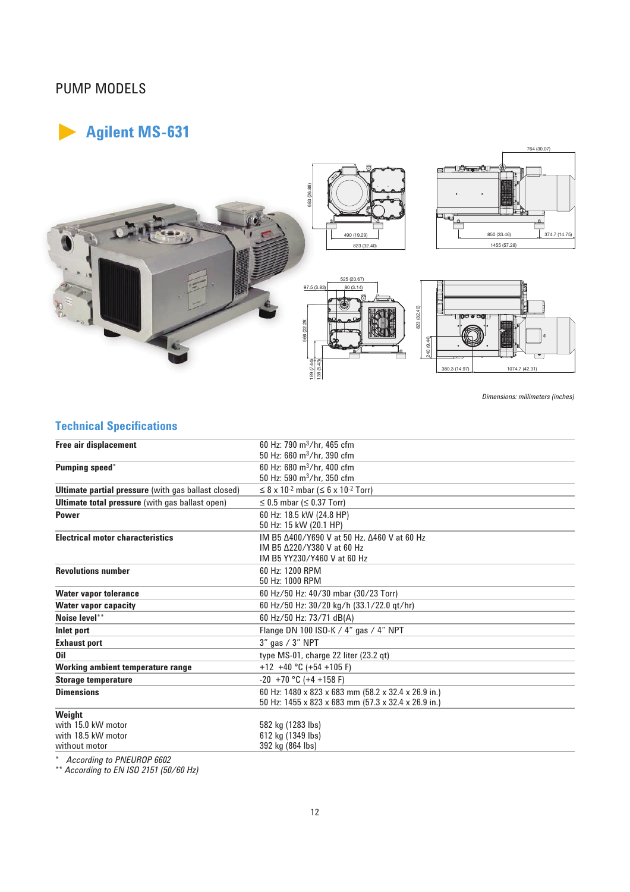# PUMP MODELS

## Agilent MS-631

764 (30.07)

683 (26.88)

490 (19.29)

823 (32.40)

850 (33.46)

374.7 (14.75)

1455 (57.28)

525 (20.67)

97.5 (3.83)

80 (3.14)

566 (22.28)

189 (7.44)

138 (5.43)

823 (32.40)

240 (9.44)

380.3 (14.97)

1074.7 (42.31)

*Dimensions: millimeters (inches)*

### Technical Specifications

| | |
|---|---|
| **Free air displacement** | 60 Hz: 790 $m^3$/hr, 465 cfm<br>50 Hz: 660 $m^3$/hr, 390 cfm |
| **Pumping speed*** | 60 Hz: 680 $m^3$/hr, 400 cfm<br>50 Hz: 590 $m^3$/hr, 350 cfm |
| **Ultimate partial pressure** (with gas ballast closed) | ≤ 8 x $10^{-2}$ mbar (≤ 6 x $10^{-2}$ Torr) |
| **Ultimate total pressure** (with gas ballast open) | ≤ 0.5 mbar (≤ 0.37 Torr) |
| **Power** | 60 Hz: 18.5 kW (24.8 HP)<br>50 Hz: 15 kW (20.1 HP) |
| **Electrical motor characteristics** | IM B5 Δ400/Y690 V at 50 Hz, Δ460 V at 60 Hz<br>IM B5 Δ220/Y380 V at 60 Hz<br>IM B5 YY230/Y460 V at 60 Hz |
| **Revolutions number** | 60 Hz: 1200 RPM<br>50 Hz: 1000 RPM |
| **Water vapor tolerance** | 60 Hz/50 Hz: 40/30 mbar (30/23 Torr) |
| **Water vapor capacity** | 60 Hz/50 Hz: 30/20 kg/h (33.1/22.0 qt/hr) |
| **Noise level**** | 60 Hz/50 Hz: 73/71 dB(A) |
| **Inlet port** | Flange DN 100 ISO-K / 4" gas / 4" NPT |
| **Exhaust port** | 3" gas / 3" NPT |
| **Oil** | type MS-01, charge 22 liter (23.2 qt) |
| **Working ambient temperature range** | +12 +40 °C (+54 +105 F) |
| **Storage temperature** | -20 +70 °C (+4 +158 F) |
| **Dimensions** | 60 Hz: 1480 x 823 x 683 mm (58.2 x 32.4 x 26.9 in.)<br>50 Hz: 1455 x 823 x 683 mm (57.3 x 32.4 x 26.9 in.) |
| **Weight** | |
| with 15.0 kW motor | 582 kg (1283 lbs) |
| with 18.5 kW motor | 612 kg (1349 lbs) |
| without motor | 392 kg (864 lbs) |

\* *According to PNEUROP 6602*

** *According to EN ISO 2151 (50/60 Hz)*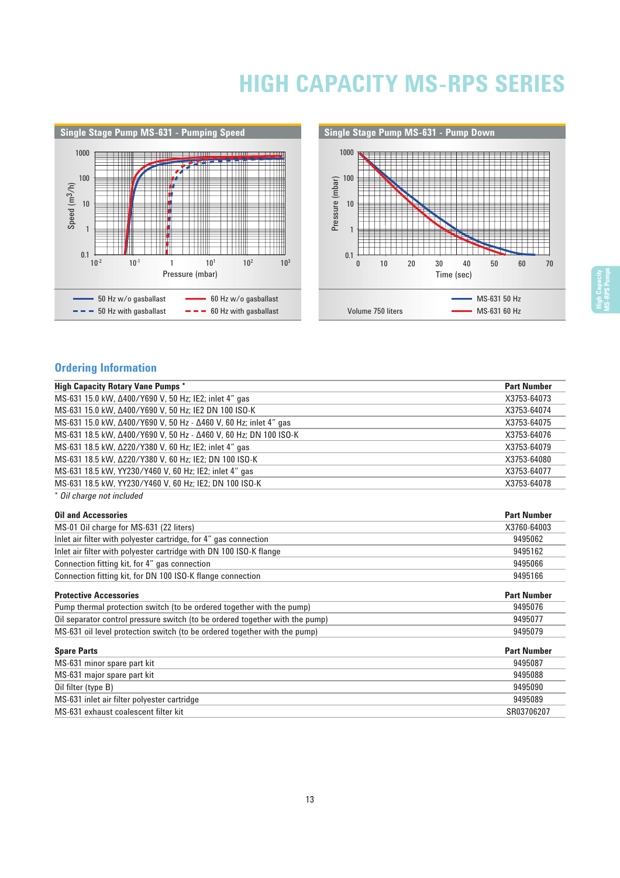# HIGH CAPACITY MS-RPS SERIES

## Single Stage Pump MS-631 - Pumping Speed

1000
100
10
1
0.1
Speed ($m^3$/h)
$10^{-2}$ $10^{-1}$ 1 $10^{1}$ $10^{2}$ $10^{3}$
Pressure (mbar)

50 Hz w/o gasballast
60 Hz w/o gasballast
50 Hz with gasballast
60 Hz with gasballast

## Single Stage Pump MS-631 - Pump Down

1000
100
10
1
0.1
Pressure (mbar)
0 10 20 30 40 50 60 70
Time (sec)

Volume 750 liters
MS-631 50 Hz
MS-631 60 Hz

## Ordering Information

| High Capacity Rotary Vane Pumps * | Part Number |
|---|---|
| MS-631 15.0 kW, Δ400/Y690 V, 50 Hz; IE2; inlet 4" gas | X3753-64073 |
| MS-631 15.0 kW, Δ400/Y690 V, 50 Hz; IE2 DN 100 ISO-K | X3753-64074 |
| MS-631 15.0 kW, Δ400/Y690 V, 50 Hz - Δ460 V, 60 Hz; inlet 4" gas | X3753-64075 |
| MS-631 18.5 kW, Δ400/Y690 V, 50 Hz - Δ460 V, 60 Hz; DN 100 ISO-K | X3753-64076 |
| MS-631 18.5 kW, Δ220/Y380 V, 60 Hz; IE2; inlet 4" gas | X3753-64079 |
| MS-631 18.5 kW, Δ220/Y380 V, 60 Hz; IE2; DN 100 ISO-K | X3753-64080 |
| MS-631 18.5 kW, YY230/Y460 V, 60 Hz; IE2; inlet 4" gas | X3753-64077 |
| MS-631 18.5 kW, YY230/Y460 V, 60 Hz; IE2; DN 100 ISO-K | X3753-64078 |

*\* Oil charge not included*

| Oil and Accessories | Part Number |
|---|---|
| MS-01 Oil charge for MS-631 (22 liters) | X3760-64003 |
| Inlet air filter with polyester cartridge, for 4" gas connection | 9495062 |
| Inlet air filter with polyester cartridge with DN 100 ISO-K flange | 9495162 |
| Connection fitting kit, for 4" gas connection | 9495066 |
| Connection fitting kit, for DN 100 ISO-K flange connection | 9495166 |

| Protective Accessories | Part Number |
|---|---|
| Pump thermal protection switch (to be ordered together with the pump) | 9495076 |
| Oil separator control pressure switch (to be ordered together with the pump) | 9495077 |
| MS-631 oil level protection switch (to be ordered together with the pump) | 9495079 |

| Spare Parts | Part Number |
|---|---|
| MS-631 minor spare part kit | 9495087 |
| MS-631 major spare part kit | 9495088 |
| Oil filter (type B) | 9495090 |
| MS-631 inlet air filter polyester cartridge | 9495089 |
| MS-631 exhaust coalescent filter kit | SR03706207 |